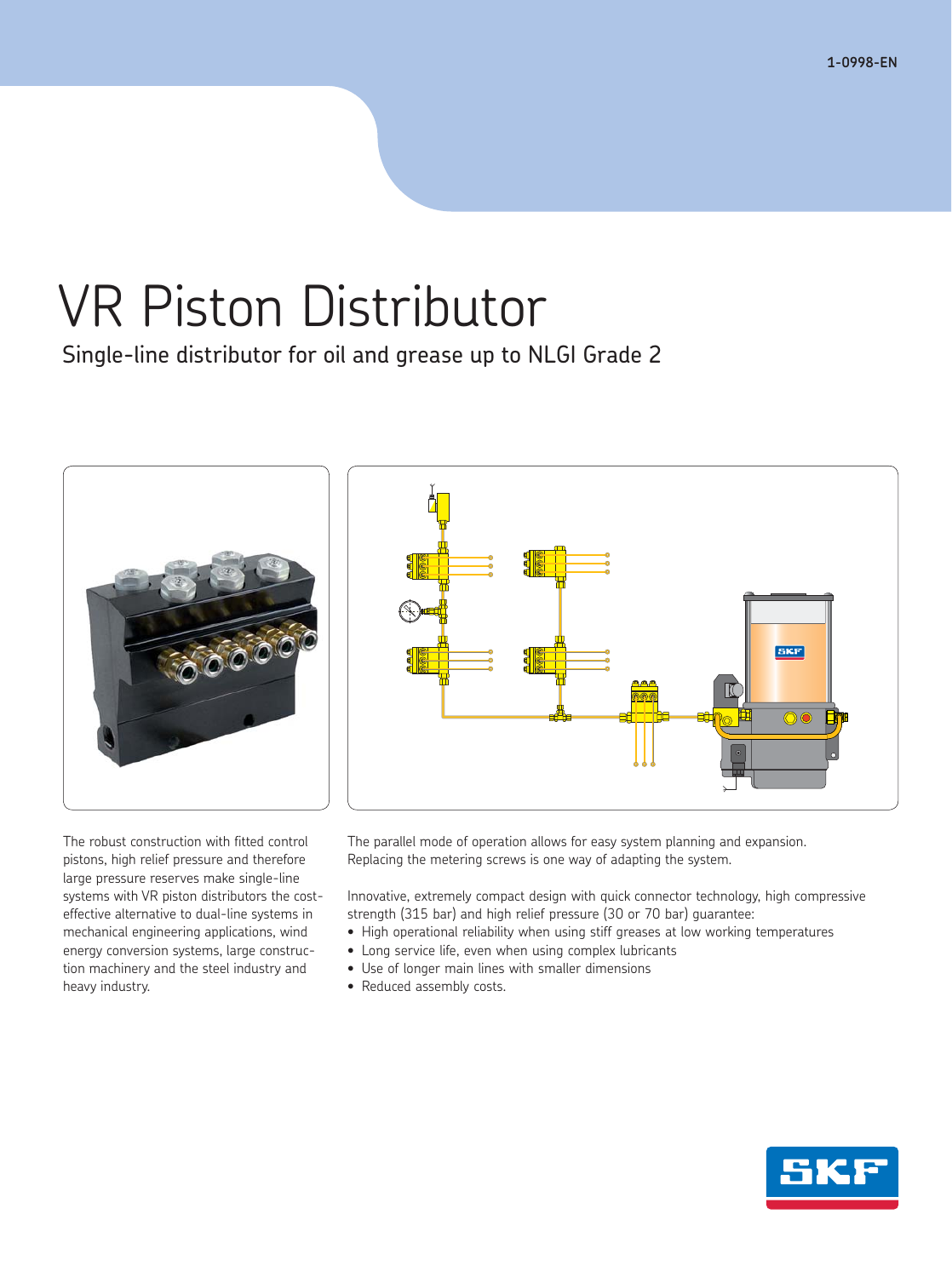# VR Piston Distributor

## Single-line distributor for oil and grease up to NLGI Grade 2

The robust construction with fitted control pistons, high relief pressure and therefore large pressure reserves make single-line systems with VR piston distributors the cost-effective alternative to dual-line systems in mechanical engineering applications, wind energy conversion systems, large construction machinery and the steel industry and heavy industry.

The parallel mode of operation allows for easy system planning and expansion. Replacing the metering screws is one way of adapting the system.

Innovative, extremely compact design with quick connector technology, high compressive strength (315 bar) and high relief pressure (30 or 70 bar) guarantee:

- High operational reliability when using stiff greases at low working temperatures
- Long service life, even when using complex lubricants
- Use of longer main lines with smaller dimensions
- Reduced assembly costs.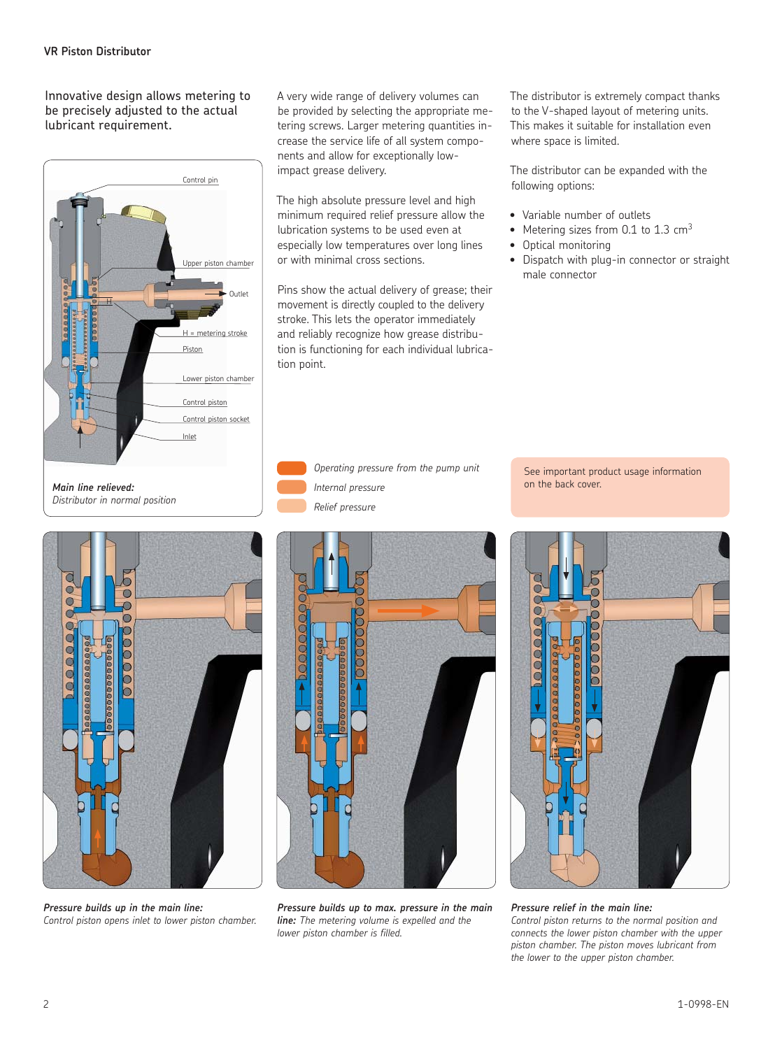## VR Piston Distributor

Innovative design allows metering to be precisely adjusted to the actual lubricant requirement.

Control pin

Upper piston chamber

Outlet

H = metering stroke

Piston

Lower piston chamber

Control piston

Control piston socket

Inlet

***Main line relieved:***
*Distributor in normal position*

A very wide range of delivery volumes can be provided by selecting the appropriate metering screws. Larger metering quantities increase the service life of all system components and allow for exceptionally low-impact grease delivery.

The high absolute pressure level and high minimum required relief pressure allow the lubrication systems to be used even at especially low temperatures over long lines or with minimal cross sections.

Pins show the actual delivery of grease; their movement is directly coupled to the delivery stroke. This lets the operator immediately and reliably recognize how grease distribution is functioning for each individual lubrication point.

The distributor is extremely compact thanks to the V-shaped layout of metering units. This makes it suitable for installation even where space is limited.

The distributor can be expanded with the following options:

- Variable number of outlets
- Metering sizes from 0.1 to 1.3 cm$^3$
- Optical monitoring
- Dispatch with plug-in connector or straight male connector

*Operating pressure from the pump unit*

*Internal pressure*

*Relief pressure*

See important product usage information on the back cover.

***Pressure builds up in the main line:***
*Control piston opens inlet to lower piston chamber.*

***Pressure builds up to max. pressure in the main line:*** *The metering volume is expelled and the lower piston chamber is filled.*

***Pressure relief in the main line:***
*Control piston returns to the normal position and connects the lower piston chamber with the upper piston chamber. The piston moves lubricant from the lower to the upper piston chamber.*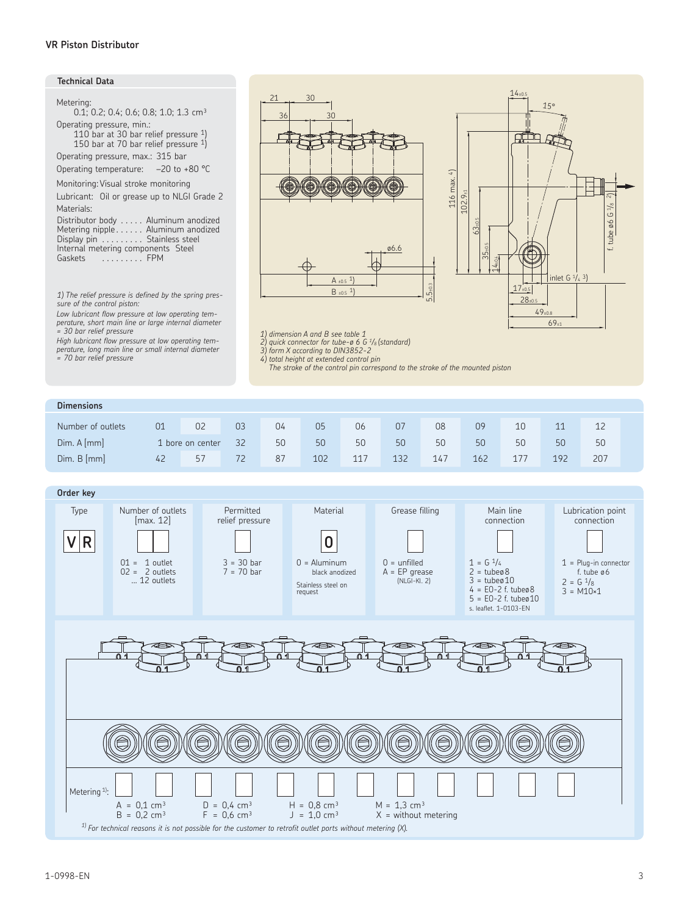## VR Piston Distributor

### Technical Data

Metering:
0.1; 0.2; 0.4; 0.6; 0.8; 1.0; 1.3 $cm^3$

Operating pressure, min.:
110 bar at 30 bar relief pressure [1)]
150 bar at 70 bar relief pressure [1)]

Operating pressure, max.: 315 bar

Operating temperature: –20 to +80 °C

Monitoring: Visual stroke monitoring

Lubricant: Oil or grease up to NLGI Grade 2

Materials:

Distributor body . . . . . Aluminum anodized
Metering nipple . . . . . . Aluminum anodized
Display pin . . . . . . . . . Stainless steel
Internal metering components Steel
Gaskets . . . . . . . . . FPM

*1) The relief pressure is defined by the spring pressure of the control piston:*
*Low lubricant flow pressure at low operating temperature, short main line or large internal diameter = 30 bar relief pressure*
*High lubricant flow pressure at low operating temperature, long main line or small internal diameter = 70 bar relief pressure*

*1) dimension A and B see table 1*
*2) quick connector for tube-ø 6 G 1/8 (standard)*
*3) form X according to DIN3852-2*
*4) total height at extended control pin*
*The stroke of the control pin correspond to the stroke of the mounted piston*

### Dimensions

| Number of outlets | 01 | 02 | 03 | 04 | 05 | 06 | 07 | 08 | 09 | 10 | 11 | 12 |
|---|---|---|---|---|---|---|---|---|---|---|---|---|
| Dim. A [mm] | 1 bore on center | | 32 | 50 | 50 | 50 | 50 | 50 | 50 | 50 | 50 | 50 |
| Dim. B [mm] | 42 | 57 | 72 | 87 | 102 | 117 | 132 | 147 | 162 | 177 | 192 | 207 |

### Order key

| Type | Number of outlets [max. 12] | Permitted relief pressure | Material | Grease filling | Main line connection | Lubrication point connection |
|---|---|---|---|---|---|---|
| VR | | | 0 | | | |
| | 01 = 1 outlet<br>02 = 2 outlets<br>… 12 outlets | 3 = 30 bar<br>7 = 70 bar | 0 = Aluminum black anodized<br>Stainless steel on request | 0 = unfilled<br>A = EP grease (NLGI-Kl. 2) | 1 = G 1/4<br>2 = tubeø8<br>3 = tubeø10<br>4 = EO-2 f. tubeø8<br>5 = EO-2 f. tubeø10<br>s. leaflet. 1-0103-EN | 1 = Plug-in connector f. tube ø6<br>2 = G 1/8<br>3 = M10×1 |

Metering [1)]:

A = 0,1 $cm^3$ B = 0,2 $cm^3$
D = 0,4 $cm^3$ F = 0,6 $cm^3$
H = 0,8 $cm^3$ J = 1,0 $cm^3$
M = 1,3 $cm^3$ X = without metering

*[1)] For technical reasons it is not possible for the customer to retrofit outlet ports without metering (X).*

1-0998-EN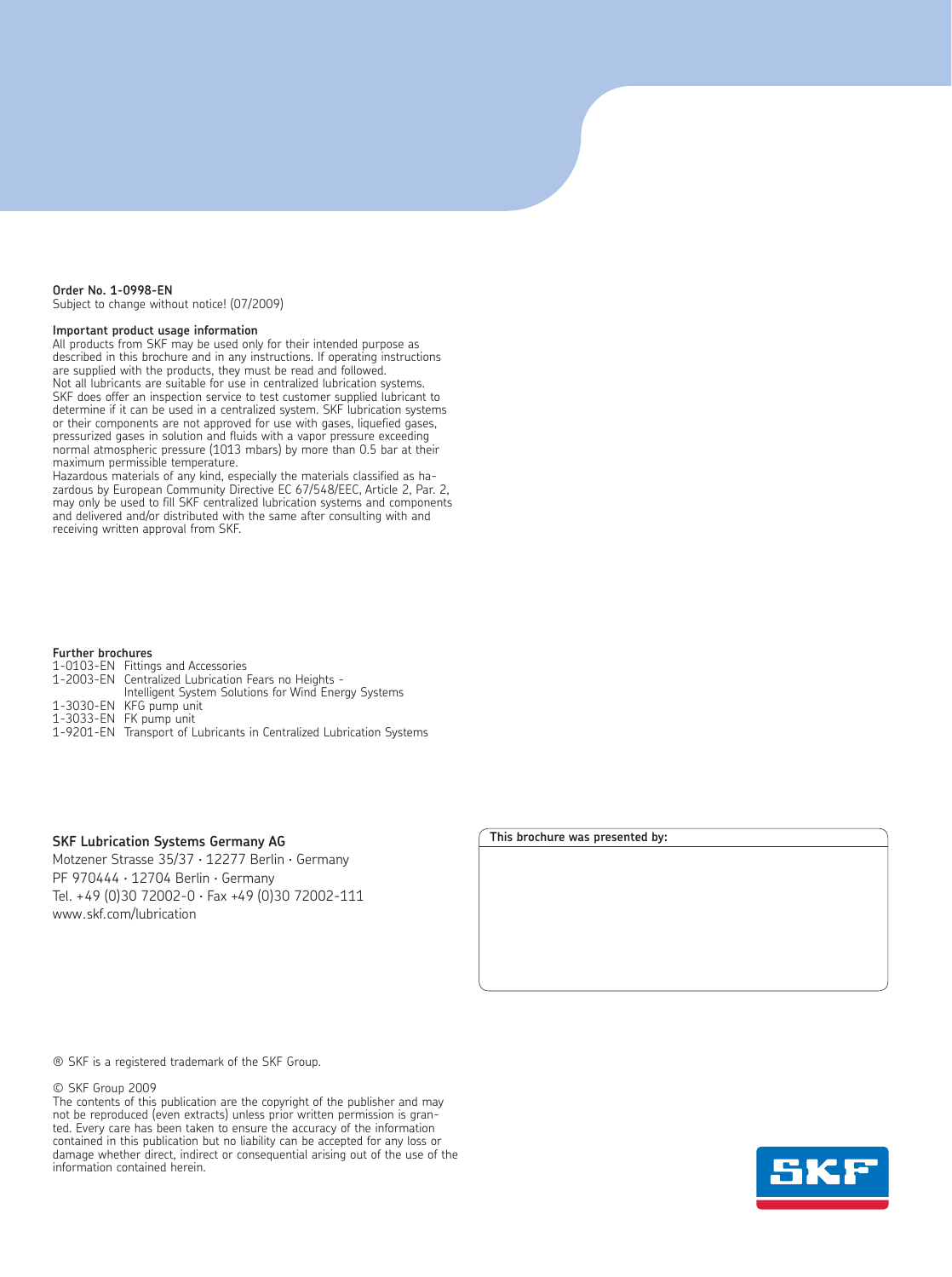**Order No. 1-0998-EN**
Subject to change without notice! (07/2009)

**Important product usage information**
All products from SKF may be used only for their intended purpose as described in this brochure and in any instructions. If operating instructions are supplied with the products, they must be read and followed.
Not all lubricants are suitable for use in centralized lubrication systems. SKF does offer an inspection service to test customer supplied lubricant to determine if it can be used in a centralized system. SKF lubrication systems or their components are not approved for use with gases, liquefied gases, pressurized gases in solution and fluids with a vapor pressure exceeding normal atmospheric pressure (1013 mbars) by more than 0.5 bar at their maximum permissible temperature.
Hazardous materials of any kind, especially the materials classified as hazardous by European Community Directive EC 67/548/EEC, Article 2, Par. 2, may only be used to fill SKF centralized lubrication systems and components and delivered and/or distributed with the same after consulting with and receiving written approval from SKF.

**Further brochures**

| | |
|---|---|
| 1-0103-EN | Fittings and Accessories |
| 1-2003-EN | Centralized Lubrication Fears no Heights - Intelligent System Solutions for Wind Energy Systems |
| 1-3030-EN | KFG pump unit |
| 1-3033-EN | FK pump unit |
| 1-9201-EN | Transport of Lubricants in Centralized Lubrication Systems |

**SKF Lubrication Systems Germany AG**
Motzener Strasse 35/37 · 12277 Berlin · Germany
PF 970444 · 12704 Berlin · Germany
Tel. +49 (0)30 72002-0 · Fax +49 (0)30 72002-111
www.skf.com/lubrication

**This brochure was presented by:**

® SKF is a registered trademark of the SKF Group.

© SKF Group 2009
The contents of this publication are the copyright of the publisher and may not be reproduced (even extracts) unless prior written permission is granted. Every care has been taken to ensure the accuracy of the information contained in this publication but no liability can be accepted for any loss or damage whether direct, indirect or consequential arising out of the use of the information contained herein.

SKF